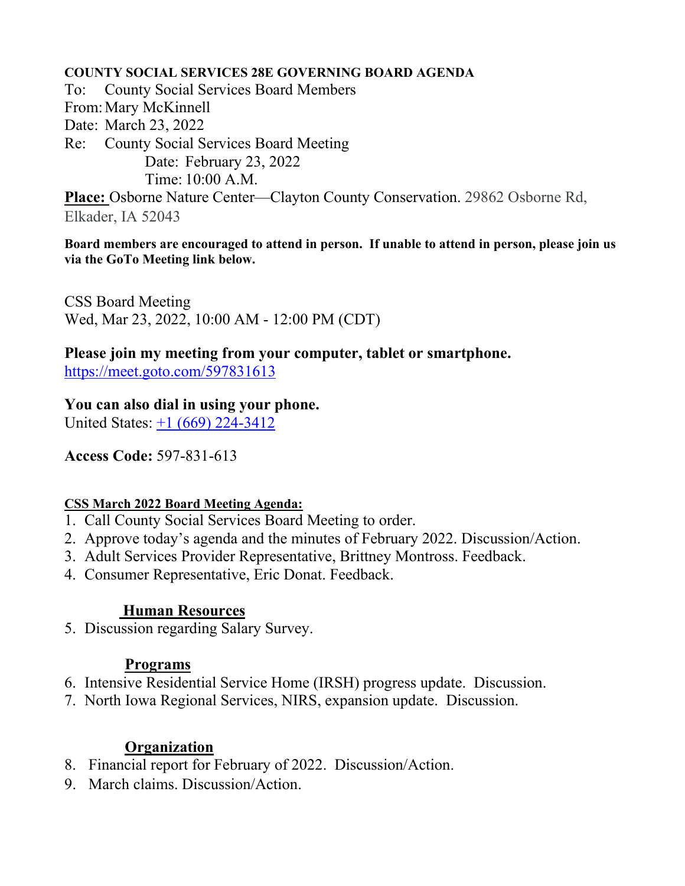**COUNTY SOCIAL SERVICES 28E GOVERNING BOARD AGENDA**

To: County Social Services Board Members
From: Mary McKinnell
Date: March 23, 2022
Re: County Social Services Board Meeting
Date: February 23, 2022
Time: 10:00 A.M.

**Place:** Osborne Nature Center—Clayton County Conservation. 29862 Osborne Rd, Elkader, IA 52043

**Board members are encouraged to attend in person. If unable to attend in person, please join us via the GoTo Meeting link below.**

CSS Board Meeting
Wed, Mar 23, 2022, 10:00 AM - 12:00 PM (CDT)

**Please join my meeting from your computer, tablet or smartphone.**
https://meet.goto.com/597831613

**You can also dial in using your phone.**
United States: +1 (669) 224-3412

**Access Code:** 597-831-613

**CSS March 2022 Board Meeting Agenda:**

1. Call County Social Services Board Meeting to order.
2. Approve today's agenda and the minutes of February 2022. Discussion/Action.
3. Adult Services Provider Representative, Brittney Montross. Feedback.
4. Consumer Representative, Eric Donat. Feedback.

**Human Resources**

5. Discussion regarding Salary Survey.

**Programs**

6. Intensive Residential Service Home (IRSH) progress update. Discussion.
7. North Iowa Regional Services, NIRS, expansion update. Discussion.

**Organization**

8. Financial report for February of 2022. Discussion/Action.
9. March claims. Discussion/Action.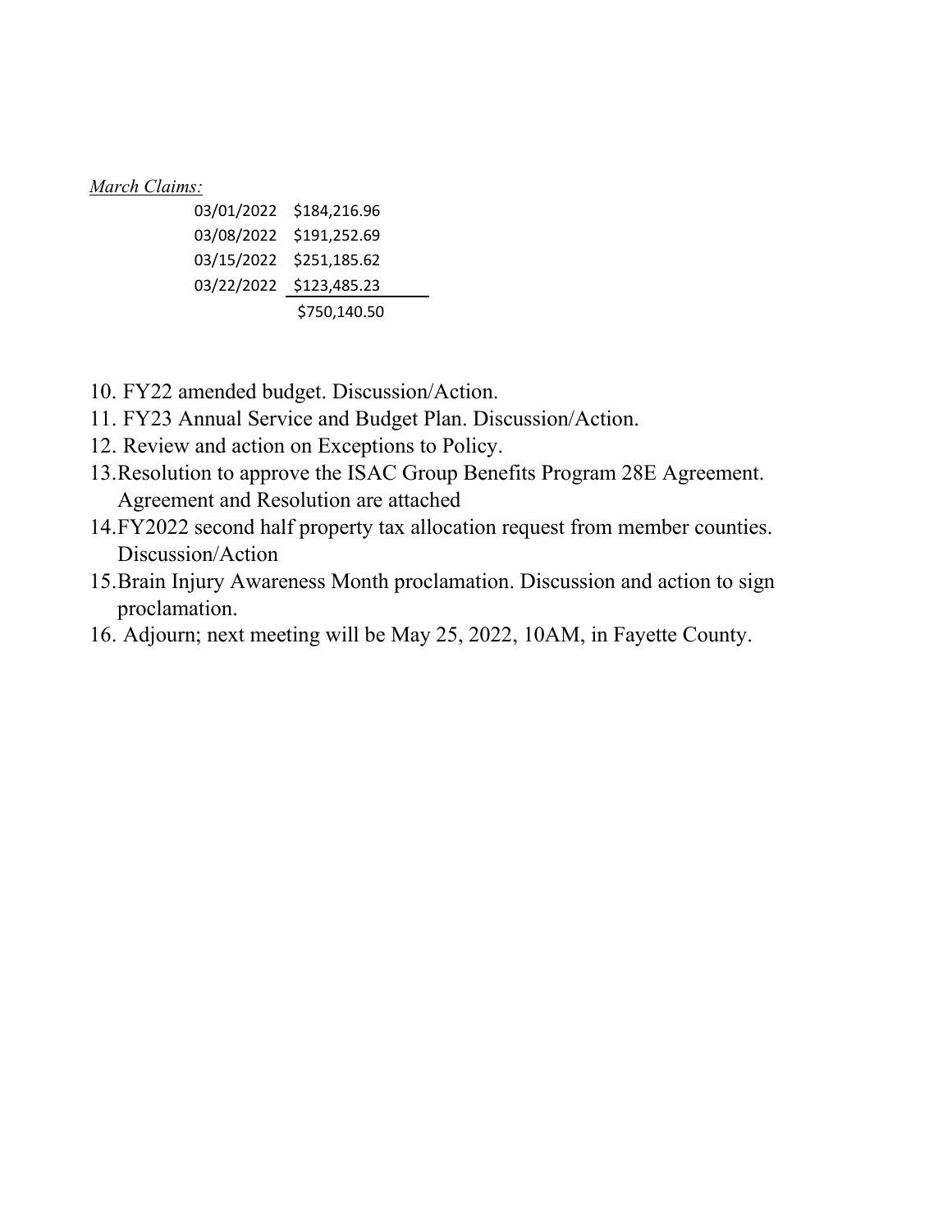*March Claims:*

| | |
|---|---|
| 03/01/2022 | $184,216.96 |
| 03/08/2022 | $191,252.69 |
| 03/15/2022 | $251,185.62 |
| 03/22/2022 | $123,485.23 |
| | $750,140.50 |

10. FY22 amended budget. Discussion/Action.
11. FY23 Annual Service and Budget Plan. Discussion/Action.
12. Review and action on Exceptions to Policy.
13. Resolution to approve the ISAC Group Benefits Program 28E Agreement. Agreement and Resolution are attached
14. FY2022 second half property tax allocation request from member counties. Discussion/Action
15. Brain Injury Awareness Month proclamation. Discussion and action to sign proclamation.
16. Adjourn; next meeting will be May 25, 2022, 10AM, in Fayette County.